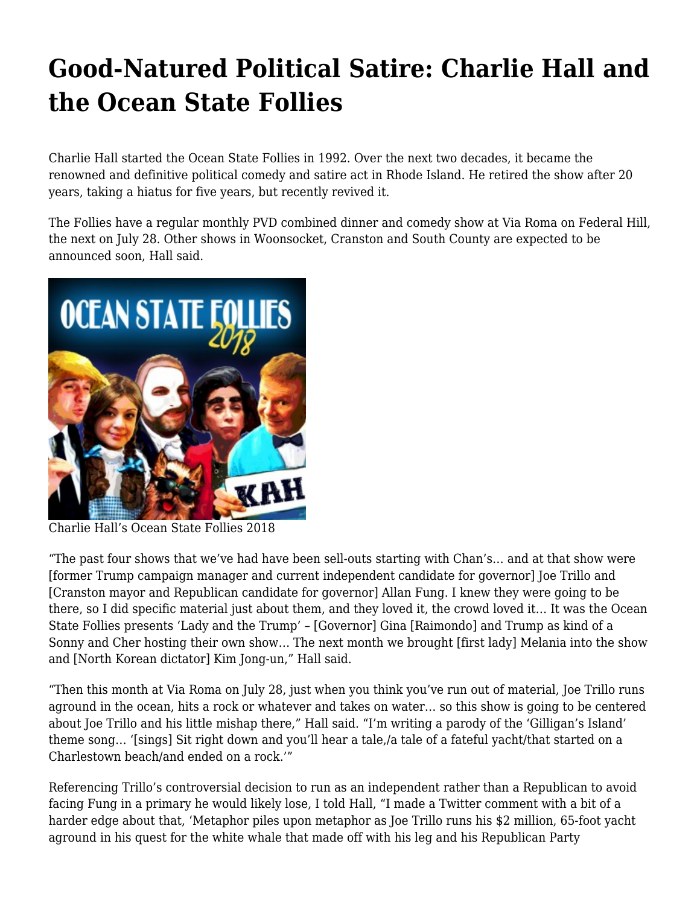# Good-Natured Political Satire: Charlie Hall and the Ocean State Follies

Charlie Hall started the Ocean State Follies in 1992. Over the next two decades, it became the renowned and definitive political comedy and satire act in Rhode Island. He retired the show after 20 years, taking a hiatus for five years, but recently revived it.

The Follies have a regular monthly PVD combined dinner and comedy show at Via Roma on Federal Hill, the next on July 28. Other shows in Woonsocket, Cranston and South County are expected to be announced soon, Hall said.

Charlie Hall's Ocean State Follies 2018

"The past four shows that we've had have been sell-outs starting with Chan's… and at that show were [former Trump campaign manager and current independent candidate for governor] Joe Trillo and [Cranston mayor and Republican candidate for governor] Allan Fung. I knew they were going to be there, so I did specific material just about them, and they loved it, the crowd loved it… It was the Ocean State Follies presents 'Lady and the Trump' – [Governor] Gina [Raimondo] and Trump as kind of a Sonny and Cher hosting their own show… The next month we brought [first lady] Melania into the show and [North Korean dictator] Kim Jong-un," Hall said.

"Then this month at Via Roma on July 28, just when you think you've run out of material, Joe Trillo runs aground in the ocean, hits a rock or whatever and takes on water… so this show is going to be centered about Joe Trillo and his little mishap there," Hall said. "I'm writing a parody of the 'Gilligan's Island' theme song… '[sings] Sit right down and you'll hear a tale,/a tale of a fateful yacht/that started on a Charlestown beach/and ended on a rock.'"

Referencing Trillo's controversial decision to run as an independent rather than a Republican to avoid facing Fung in a primary he would likely lose, I told Hall, "I made a Twitter comment with a bit of a harder edge about that, 'Metaphor piles upon metaphor as Joe Trillo runs his $2 million, 65-foot yacht aground in his quest for the white whale that made off with his leg and his Republican Party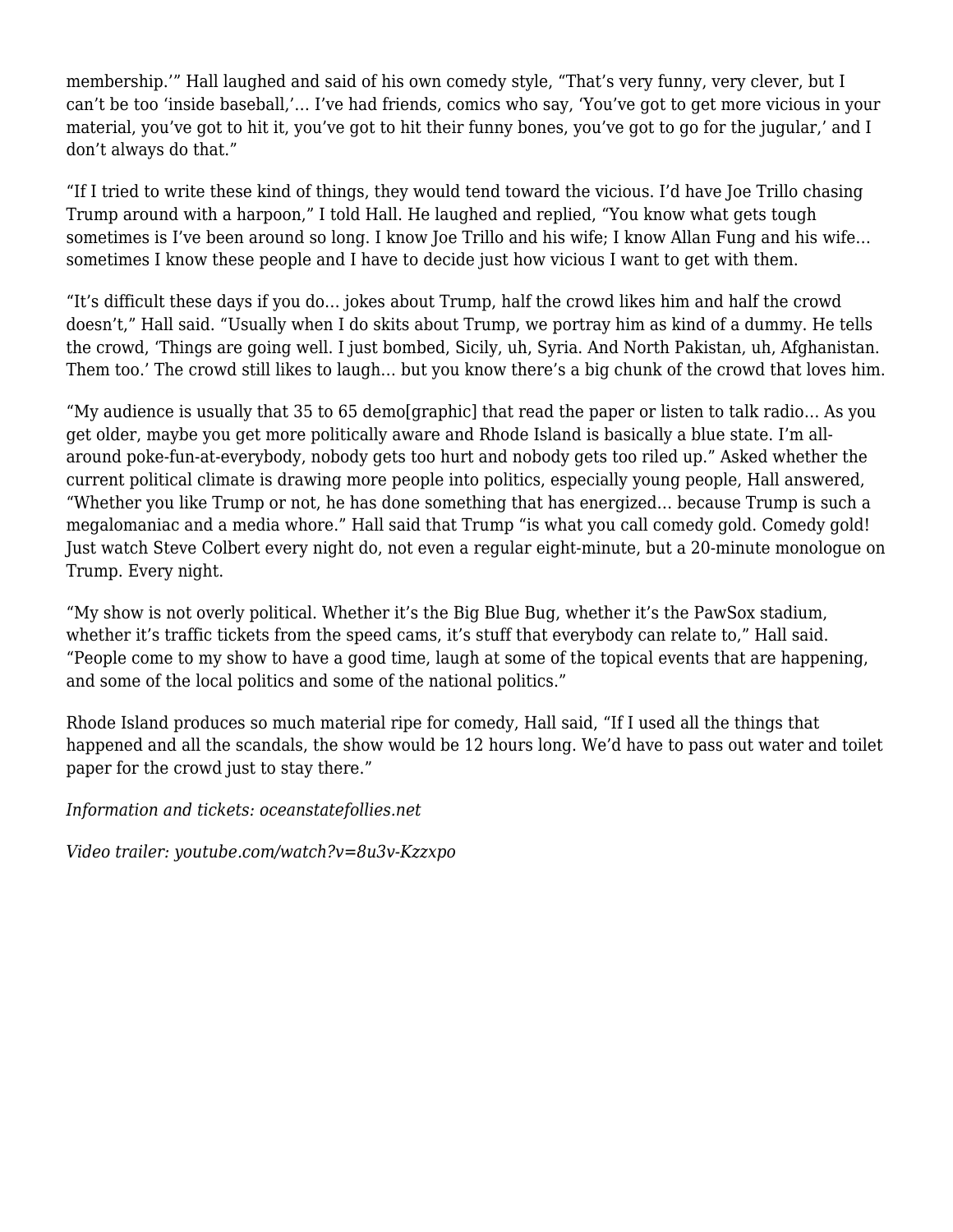membership.'" Hall laughed and said of his own comedy style, "That's very funny, very clever, but I can't be too 'inside baseball,'… I've had friends, comics who say, 'You've got to get more vicious in your material, you've got to hit it, you've got to hit their funny bones, you've got to go for the jugular,' and I don't always do that."

"If I tried to write these kind of things, they would tend toward the vicious. I'd have Joe Trillo chasing Trump around with a harpoon," I told Hall. He laughed and replied, "You know what gets tough sometimes is I've been around so long. I know Joe Trillo and his wife; I know Allan Fung and his wife… sometimes I know these people and I have to decide just how vicious I want to get with them.

"It's difficult these days if you do… jokes about Trump, half the crowd likes him and half the crowd doesn't," Hall said. "Usually when I do skits about Trump, we portray him as kind of a dummy. He tells the crowd, 'Things are going well. I just bombed, Sicily, uh, Syria. And North Pakistan, uh, Afghanistan. Them too.' The crowd still likes to laugh… but you know there's a big chunk of the crowd that loves him.

"My audience is usually that 35 to 65 demo[graphic] that read the paper or listen to talk radio… As you get older, maybe you get more politically aware and Rhode Island is basically a blue state. I'm all-around poke-fun-at-everybody, nobody gets too hurt and nobody gets too riled up." Asked whether the current political climate is drawing more people into politics, especially young people, Hall answered, "Whether you like Trump or not, he has done something that has energized… because Trump is such a megalomaniac and a media whore." Hall said that Trump "is what you call comedy gold. Comedy gold! Just watch Steve Colbert every night do, not even a regular eight-minute, but a 20-minute monologue on Trump. Every night.

"My show is not overly political. Whether it's the Big Blue Bug, whether it's the PawSox stadium, whether it's traffic tickets from the speed cams, it's stuff that everybody can relate to," Hall said. "People come to my show to have a good time, laugh at some of the topical events that are happening, and some of the local politics and some of the national politics."

Rhode Island produces so much material ripe for comedy, Hall said, "If I used all the things that happened and all the scandals, the show would be 12 hours long. We'd have to pass out water and toilet paper for the crowd just to stay there."

*Information and tickets: oceanstatefollies.net*

*Video trailer: youtube.com/watch?v=8u3v-Kzzxpo*